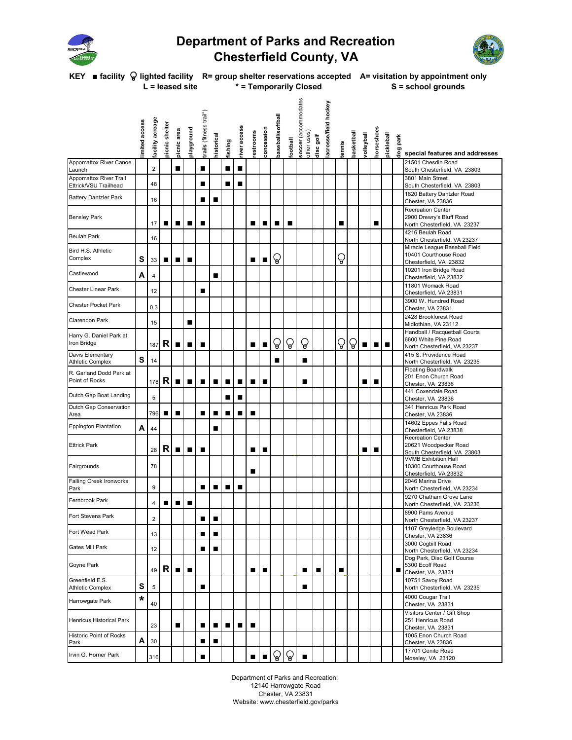# Department of Parks and Recreation
# Chesterfield County, VA

**KEY** ■ facility 💡 lighted facility R= group shelter reservations accepted A= visitation by appointment only
L = leased site * = Temporarily Closed S = school grounds

| | limited access | facility acreage | picnic shelter | picnic area | playground | trails (fitness trail*) | historical | fishing | river access | restrooms | concession | baseball/softball | football | soccer (accommodates other uses) | disc golf | lacrosse/field hockey | tennis | basketball | volleyball | horseshoes | pickleball | dog park | special features and addresses |
|---|---|---|---|---|---|---|---|---|---|---|---|---|---|---|---|---|---|---|---|---|---|---|---|
| Appomattox River Canoe Launch | | 2 | | ■ | | ■ | | ■ | ■ | | | | | | | | | | | | | | 21501 Chesdin Road South Chesterfield, VA 23803 |
| Appomattox River Trail Ettrick/VSU Trailhead | | 48 | | | | ■ | | ■ | ■ | | | | | | | | | | | | | | 3801 Main Street South Chesterfield, VA 23803 |
| Battery Dantzler Park | | 16 | | | | ■ | ■ | | | | | | | | | | | | | | | | 1820 Battery Dantzler Road Chester, VA 23836 |
| Bensley Park | | 17 | ■ | ■ | ■ | ■ | | | | ■ | ■ | ■ | ■ | | | | ■ | | | ■ | | | Recreation Center 2900 Drewry's Bluff Road North Chesterfield, VA 23237 |
| Beulah Park | | 16 | | | | | | | | | | | | | | | | | | | | | 4216 Beulah Road North Chesterfield, VA 23237 |
| Bird H.S. Athletic Complex | S | 33 | ■ | ■ | ■ | | | | | ■ | ■ | 💡 | | | | | 💡 | | | | | | Miracle League Baseball Field 10401 Courthouse Road Chesterfield, VA 23832 |
| Castlewood | A | 4 | | | | | ■ | | | | | | | | | | | | | | | | 10201 Iron Bridge Road Chesterfield, VA 23832 |
| Chester Linear Park | | 12 | | | | ■ | | | | | | | | | | | | | | | | | 11801 Womack Road Chesterfield, VA 23831 |
| Chester Pocket Park | | 0.3 | | | | | | | | | | | | | | | | | | | | | 3900 W. Hundred Road Chester, VA 23831 |
| Clarendon Park | | 15 | | | ■ | | | | | | | | | | | | | | | | | | 2428 Brookforest Road Midlothian, VA 23112 |
| Harry G. Daniel Park at Iron Bridge | | 187 | R | ■ | ■ | ■ | | | | ■ | ■ | 💡 | 💡 | 💡 | | | 💡 | 💡 | ■ | ■ | ■ | | Handball / Racquetball Courts 6600 White Pine Road North Chesterfield, VA 23237 |
| Davis Elementary Athletic Complex | S | 14 | | | | | | | | | | ■ | | ■ | | | | | | | | | 415 S. Providence Road North Chesterfield, VA 23235 |
| R. Garland Dodd Park at Point of Rocks | | 178 | R | ■ | ■ | ■ | ■ | ■ | ■ | ■ | ■ | | | ■ | | | | | ■ | ■ | | | Floating Boardwalk 201 Enon Church Road Chester, VA 23836 |
| Dutch Gap Boat Landing | | 5 | | | | | | ■ | ■ | | | | | | | | | | | | | | 441 Coxendale Road Chester, VA 23836 |
| Dutch Gap Conservation Area | | 796 | ■ | ■ | | ■ | ■ | ■ | ■ | ■ | | | | | | | | | | | | | 341 Henricus Park Road Chester, VA 23836 |
| Eppington Plantation | A | 44 | | | | | ■ | | | | | | | | | | | | | | | | 14602 Eppes Falls Road Chesterfield, VA 23838 |
| Ettrick Park | | 28 | R | ■ | ■ | ■ | | | | ■ | ■ | | | | | | | | ■ | ■ | | | Recreation Center 20621 Woodpecker Road South Chesterfield, VA 23803 |
| Fairgrounds | | 78 | | | | | | | | ■ | | | | | | | | | | | | | VVMB Exhibition Hall 10300 Courthouse Road Chesterfield, VA 23832 |
| Falling Creek Ironworks Park | | 9 | | | | ■ | ■ | ■ | ■ | | | | | | | | | | | | | | 2046 Marina Drive North Chesterfield, VA 23234 |
| Fernbrook Park | | 4 | ■ | ■ | ■ | | | | | | | | | | | | | | | | | | 9270 Chatham Grove Lane North Chesterfield, VA 23236 |
| Fort Stevens Park | | 2 | | | | ■ | ■ | | | | | | | | | | | | | | | | 8900 Pams Avenue North Chesterfield, VA 23237 |
| Fort Wead Park | | 13 | | | | ■ | ■ | | | | | | | | | | | | | | | | 1107 Greyledge Boulevard Chester, VA 23836 |
| Gates Mill Park | | 12 | | | | ■ | ■ | | | | | | | | | | | | | | | | 3000 Cogbill Road North Chesterfield, VA 23234 |
| Goyne Park | | 49 | R | ■ | ■ | | | | | ■ | ■ | | | ■ | ■ | | ■ | | | | | ■ | Dog Park, Disc Golf Course 5300 Ecoff Road Chester, VA 23831 |
| Greenfield E.S. Athletic Complex | S | 5 | | | | ■ | | | | | | | | ■ | | | | | | | | | 10751 Savoy Road North Chesterfield, VA 23235 |
| Harrowgate Park | * | 40 | | | | | | | | | | | | | | | | | | | | | 4000 Cougar Trail Chester, VA 23831 |
| Henricus Historical Park | | 23 | | ■ | | ■ | ■ | ■ | ■ | ■ | | | | | | | | | | | | | Visitors Center / Gift Shop 251 Henricus Road Chester, VA 23831 |
| Historic Point of Rocks Park | A | 30 | | | | ■ | ■ | | | | | | | | | | | | | | | | 1005 Enon Church Road Chester, VA 23836 |
| Irvin G. Horner Park | | 316 | | | | ■ | | | | ■ | ■ | 💡 | 💡 | ■ | | | | | | | | | 17701 Genito Road Moseley, VA 23120 |

Department of Parks and Recreation:
12140 Harrowgate Road
Chester, VA 23831
Website: www.chesterfield.gov/parks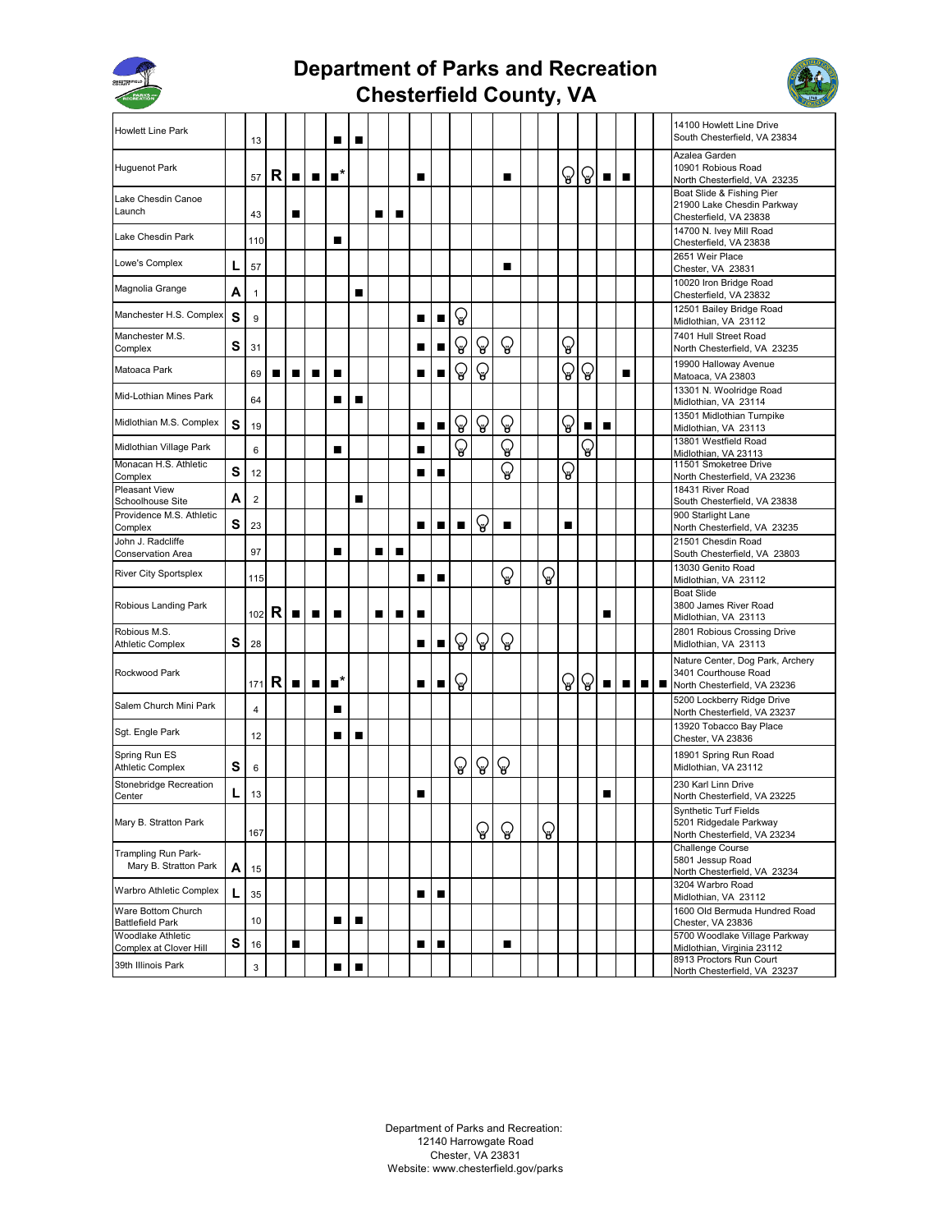# Department of Parks and Recreation
## Chesterfield County, VA

| | | | | | | | | | | | | | | | | | | | | | | |
|---|---|---|---|---|---|---|---|---|---|---|---|---|---|---|---|---|---|---|---|---|---|---|
| Howlett Line Park | | 13 | | | | ■ | ■ | | | | | | | | | | | | | | | 14100 Howlett Line Drive<br>South Chesterfield, VA 23834 |
| Huguenot Park | | 57 | R | ■ | ■ | ■* | | | | ■ | | | | ■ | | | 💡 | 💡 | ■ | ■ | | | Azalea Garden<br>10901 Robious Road<br>North Chesterfield, VA 23235 |
| Lake Chesdin Canoe Launch | | 43 | | ■ | | | | ■ | ■ | | | | | | | | | | | | | | Boat Slide & Fishing Pier<br>21900 Lake Chesdin Parkway<br>Chesterfield, VA 23838 |
| Lake Chesdin Park | | 110 | | | | ■ | | | | | | | | | | | | | | | | | 14700 N. Ivey Mill Road<br>Chesterfield, VA 23838 |
| Lowe's Complex | L | 57 | | | | | | | | | | | | ■ | | | | | | | | | 2651 Weir Place<br>Chester, VA 23831 |
| Magnolia Grange | A | 1 | | | | | ■ | | | | | | | | | | | | | | | | 10020 Iron Bridge Road<br>Chesterfield, VA 23832 |
| Manchester H.S. Complex | S | 9 | | | | | | | | ■ | ■ | 💡 | | | | | | | | | | | 12501 Bailey Bridge Road<br>Midlothian, VA 23112 |
| Manchester M.S. Complex | S | 31 | | | | | | | | ■ | ■ | 💡 | 💡 | 💡 | | | 💡 | | | | | | 7401 Hull Street Road<br>North Chesterfield, VA 23235 |
| Matoaca Park | | 69 | ■ | ■ | ■ | ■ | | | | ■ | ■ | 💡 | 💡 | | | | 💡 | 💡 | | ■ | | | 19900 Halloway Avenue<br>Matoaca, VA 23803 |
| Mid-Lothian Mines Park | | 64 | | | | ■ | ■ | | | | | | | | | | | | | | | | 13301 N. Woolridge Road<br>Midlothian, VA 23114 |
| Midlothian M.S. Complex | S | 19 | | | | | | | | ■ | ■ | 💡 | 💡 | 💡 | | | 💡 | ■ | ■ | | | | 13501 Midlothian Turnpike<br>Midlothian, VA 23113 |
| Midlothian Village Park | | 6 | | | | ■ | | | | ■ | | 💡 | | 💡 | | | | 💡 | | | | | 13801 Westfield Road<br>Midlothian, VA 23113 |
| Monacan H.S. Athletic Complex | S | 12 | | | | | | | | ■ | ■ | | | 💡 | | | 💡 | | | | | | 11501 Smoketree Drive<br>North Chesterfield, VA 23236 |
| Pleasant View Schoolhouse Site | A | 2 | | | | | ■ | | | | | | | | | | | | | | | | 18431 River Road<br>South Chesterfield, VA 23838 |
| Providence M.S. Athletic Complex | S | 23 | | | | | | | | ■ | ■ | ■ | 💡 | ■ | | | ■ | | | | | | 900 Starlight Lane<br>North Chesterfield, VA 23235 |
| John J. Radcliffe Conservation Area | | 97 | | | | ■ | | ■ | ■ | | | | | | | | | | | | | | 21501 Chesdin Road<br>South Chesterfield, VA 23803 |
| River City Sportsplex | | 115 | | | | | | | | ■ | ■ | | | 💡 | | 💡 | | | | | | | 13030 Genito Road<br>Midlothian, VA 23112 |
| Robious Landing Park | | 102 | R | ■ | ■ | ■ | | ■ | ■ | ■ | | | | | | | | | ■ | | | | Boat Slide<br>3800 James River Road<br>Midlothian, VA 23113 |
| Robious M.S. Athletic Complex | S | 28 | | | | | | | | ■ | ■ | 💡 | 💡 | 💡 | | | | | | | | | 2801 Robious Crossing Drive<br>Midlothian, VA 23113 |
| Rockwood Park | | 171 | R | ■ | ■ | ■* | | | | ■ | ■ | 💡 | | | | | 💡 | 💡 | ■ | ■ | ■ | ■ | Nature Center, Dog Park, Archery<br>3401 Courthouse Road<br>North Chesterfield, VA 23236 |
| Salem Church Mini Park | | 4 | | | | ■ | | | | | | | | | | | | | | | | | 5200 Lockberry Ridge Drive<br>North Chesterfield, VA 23237 |
| Sgt. Engle Park | | 12 | | | | ■ | ■ | | | | | | | | | | | | | | | | 13920 Tobacco Bay Place<br>Chester, VA 23836 |
| Spring Run ES Athletic Complex | S | 6 | | | | | | | | | | 💡 | 💡 | 💡 | | | | | | | | | 18901 Spring Run Road<br>Midlothian, VA 23112 |
| Stonebridge Recreation Center | L | 13 | | | | | | | | ■ | | | | | | | | | ■ | | | | 230 Karl Linn Drive<br>North Chesterfield, VA 23225 |
| Mary B. Stratton Park | | 167 | | | | | | | | | | | 💡 | 💡 | | 💡 | | | | | | | Synthetic Turf Fields<br>5201 Ridgedale Parkway<br>North Chesterfield, VA 23234 |
| Trampling Run Park- Mary B. Stratton Park | A | 15 | | | | | | | | | | | | | | | | | | | | | Challenge Course<br>5801 Jessup Road<br>North Chesterfield, VA 23234 |
| Warbro Athletic Complex | L | 35 | | | | | | | | ■ | ■ | | | | | | | | | | | | 3204 Warbro Road<br>Midlothian, VA 23112 |
| Ware Bottom Church Battlefield Park | | 10 | | | | ■ | ■ | | | | | | | | | | | | | | | | 1600 Old Bermuda Hundred Road<br>Chester, VA 23836 |
| Woodlake Athletic Complex at Clover Hill | S | 16 | | ■ | | | | | | ■ | ■ | | | ■ | | | | | | | | | 5700 Woodlake Village Parkway<br>Midlothian, Virginia 23112 |
| 39th Illinois Park | | 3 | | | | ■ | ■ | | | | | | | | | | | | | | | | 8913 Proctors Run Court<br>North Chesterfield, VA 23237 |

Department of Parks and Recreation:
12140 Harrowgate Road
Chester, VA 23831
Website: www.chesterfield.gov/parks